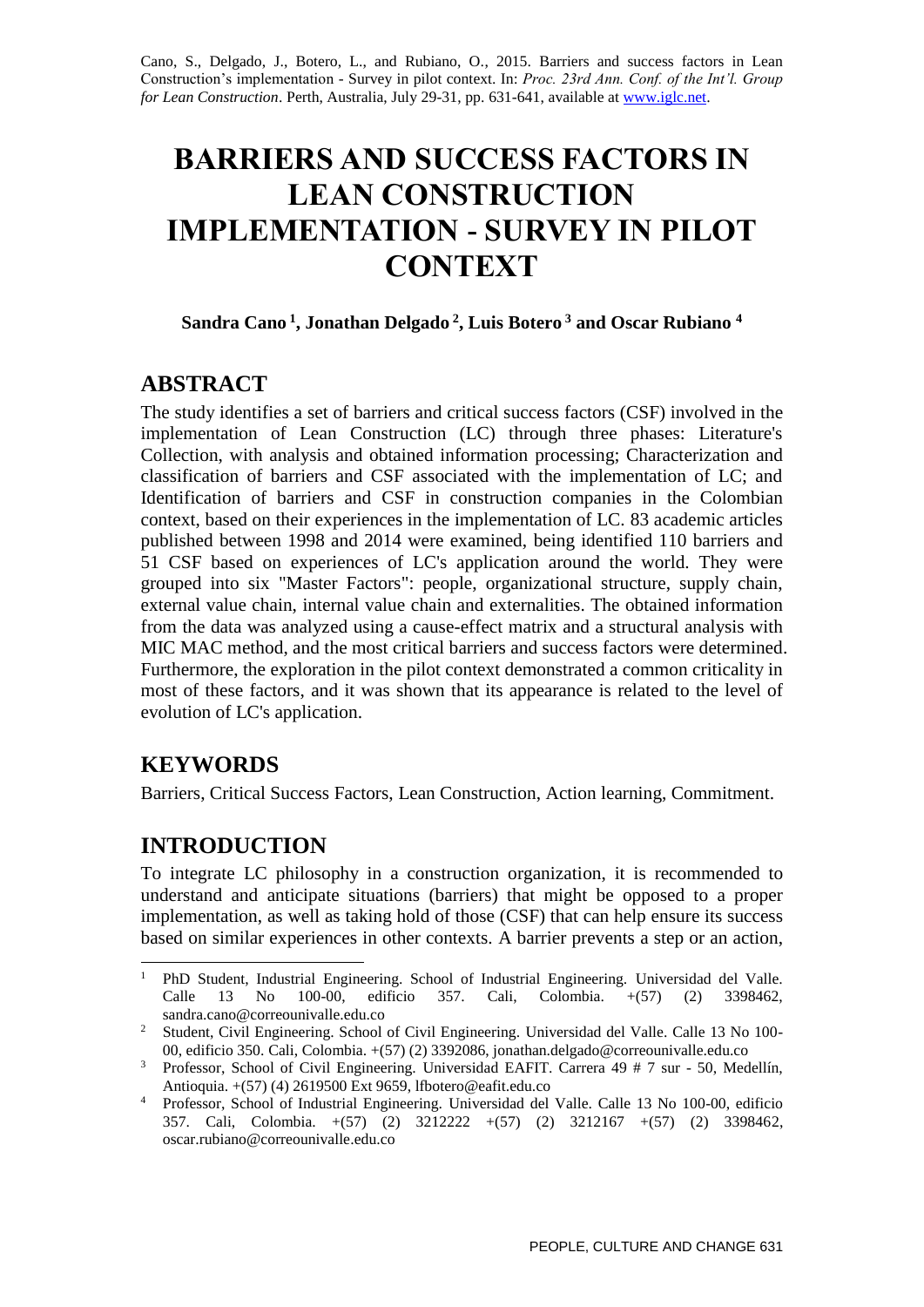Cano, S., Delgado, J., Botero, L., and Rubiano, O., 2015. Barriers and success factors in Lean Construction's implementation - Survey in pilot context. In: *Proc. 23rd Ann. Conf. of the Int'l. Group for Lean Construction*. Perth, Australia, July 29-31, pp. 631-641, available at www.iglc.net.

# BARRIERS AND SUCCESS FACTORS IN LEAN CONSTRUCTION IMPLEMENTATION - SURVEY IN PILOT CONTEXT

**Sandra Cano [1], Jonathan Delgado [2], Luis Botero [3] and Oscar Rubiano [4]**

## ABSTRACT

The study identifies a set of barriers and critical success factors (CSF) involved in the implementation of Lean Construction (LC) through three phases: Literature's Collection, with analysis and obtained information processing; Characterization and classification of barriers and CSF associated with the implementation of LC; and Identification of barriers and CSF in construction companies in the Colombian context, based on their experiences in the implementation of LC. 83 academic articles published between 1998 and 2014 were examined, being identified 110 barriers and 51 CSF based on experiences of LC's application around the world. They were grouped into six "Master Factors": people, organizational structure, supply chain, external value chain, internal value chain and externalities. The obtained information from the data was analyzed using a cause-effect matrix and a structural analysis with MIC MAC method, and the most critical barriers and success factors were determined. Furthermore, the exploration in the pilot context demonstrated a common criticality in most of these factors, and it was shown that its appearance is related to the level of evolution of LC's application.

## KEYWORDS

Barriers, Critical Success Factors, Lean Construction, Action learning, Commitment.

## INTRODUCTION

To integrate LC philosophy in a construction organization, it is recommended to understand and anticipate situations (barriers) that might be opposed to a proper implementation, as well as taking hold of those (CSF) that can help ensure its success based on similar experiences in other contexts. A barrier prevents a step or an action,

---

[1] PhD Student, Industrial Engineering. School of Industrial Engineering. Universidad del Valle. Calle 13 No 100-00, edificio 357. Cali, Colombia. +(57) (2) 3398462, sandra.cano@correounivalle.edu.co

[2] Student, Civil Engineering. School of Civil Engineering. Universidad del Valle. Calle 13 No 100-00, edificio 350. Cali, Colombia. +(57) (2) 3392086, jonathan.delgado@correounivalle.edu.co

[3] Professor, School of Civil Engineering. Universidad EAFIT. Carrera 49 # 7 sur - 50, Medellín, Antioquia. +(57) (4) 2619500 Ext 9659, lfbotero@eafit.edu.co

[4] Professor, School of Industrial Engineering. Universidad del Valle. Calle 13 No 100-00, edificio 357. Cali, Colombia. +(57) (2) 3212222 +(57) (2) 3212167 +(57) (2) 3398462, oscar.rubiano@correounivalle.edu.co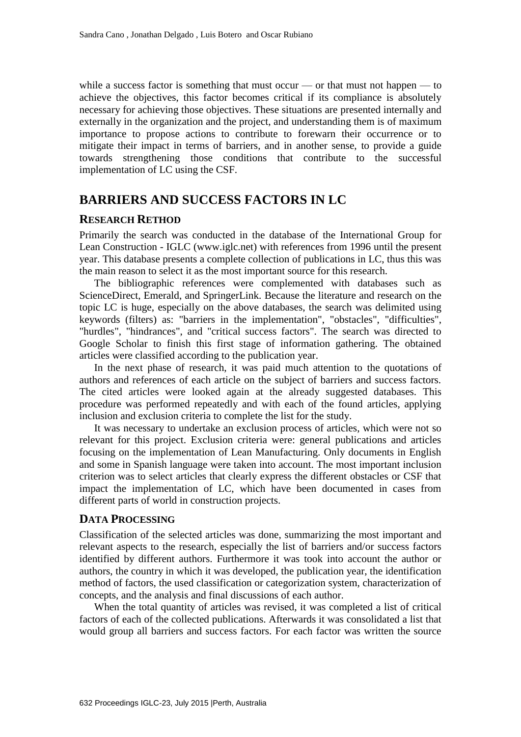while a success factor is something that must occur — or that must not happen — to achieve the objectives, this factor becomes critical if its compliance is absolutely necessary for achieving those objectives. These situations are presented internally and externally in the organization and the project, and understanding them is of maximum importance to propose actions to contribute to forewarn their occurrence or to mitigate their impact in terms of barriers, and in another sense, to provide a guide towards strengthening those conditions that contribute to the successful implementation of LC using the CSF.

## BARRIERS AND SUCCESS FACTORS IN LC

### RESEARCH RETHOD

Primarily the search was conducted in the database of the International Group for Lean Construction - IGLC (www.iglc.net) with references from 1996 until the present year. This database presents a complete collection of publications in LC, thus this was the main reason to select it as the most important source for this research.

The bibliographic references were complemented with databases such as ScienceDirect, Emerald, and SpringerLink. Because the literature and research on the topic LC is huge, especially on the above databases, the search was delimited using keywords (filters) as: "barriers in the implementation", "obstacles", "difficulties", "hurdles", "hindrances", and "critical success factors". The search was directed to Google Scholar to finish this first stage of information gathering. The obtained articles were classified according to the publication year.

In the next phase of research, it was paid much attention to the quotations of authors and references of each article on the subject of barriers and success factors. The cited articles were looked again at the already suggested databases. This procedure was performed repeatedly and with each of the found articles, applying inclusion and exclusion criteria to complete the list for the study.

It was necessary to undertake an exclusion process of articles, which were not so relevant for this project. Exclusion criteria were: general publications and articles focusing on the implementation of Lean Manufacturing. Only documents in English and some in Spanish language were taken into account. The most important inclusion criterion was to select articles that clearly express the different obstacles or CSF that impact the implementation of LC, which have been documented in cases from different parts of world in construction projects.

### DATA PROCESSING

Classification of the selected articles was done, summarizing the most important and relevant aspects to the research, especially the list of barriers and/or success factors identified by different authors. Furthermore it was took into account the author or authors, the country in which it was developed, the publication year, the identification method of factors, the used classification or categorization system, characterization of concepts, and the analysis and final discussions of each author.

When the total quantity of articles was revised, it was completed a list of critical factors of each of the collected publications. Afterwards it was consolidated a list that would group all barriers and success factors. For each factor was written the source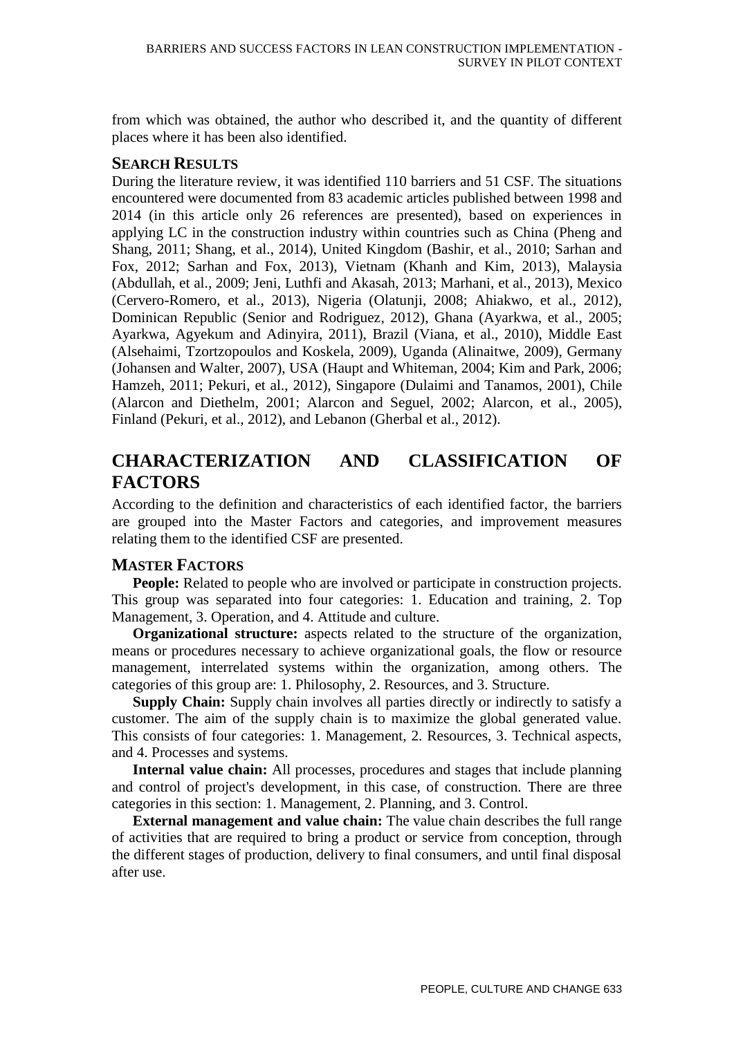from which was obtained, the author who described it, and the quantity of different places where it has been also identified.

### Search Results

During the literature review, it was identified 110 barriers and 51 CSF. The situations encountered were documented from 83 academic articles published between 1998 and 2014 (in this article only 26 references are presented), based on experiences in applying LC in the construction industry within countries such as China (Pheng and Shang, 2011; Shang, et al., 2014), United Kingdom (Bashir, et al., 2010; Sarhan and Fox, 2012; Sarhan and Fox, 2013), Vietnam (Khanh and Kim, 2013), Malaysia (Abdullah, et al., 2009; Jeni, Luthfi and Akasah, 2013; Marhani, et al., 2013), Mexico (Cervero-Romero, et al., 2013), Nigeria (Olatunji, 2008; Ahiakwo, et al., 2012), Dominican Republic (Senior and Rodriguez, 2012), Ghana (Ayarkwa, et al., 2005; Ayarkwa, Agyekum and Adinyira, 2011), Brazil (Viana, et al., 2010), Middle East (Alsehaimi, Tzortzopoulos and Koskela, 2009), Uganda (Alinaitwe, 2009), Germany (Johansen and Walter, 2007), USA (Haupt and Whiteman, 2004; Kim and Park, 2006; Hamzeh, 2011; Pekuri, et al., 2012), Singapore (Dulaimi and Tanamos, 2001), Chile (Alarcon and Diethelm, 2001; Alarcon and Seguel, 2002; Alarcon, et al., 2005), Finland (Pekuri, et al., 2012), and Lebanon (Gherbal et al., 2012).

## CHARACTERIZATION AND CLASSIFICATION OF FACTORS

According to the definition and characteristics of each identified factor, the barriers are grouped into the Master Factors and categories, and improvement measures relating them to the identified CSF are presented.

### Master Factors

**People:** Related to people who are involved or participate in construction projects. This group was separated into four categories: 1. Education and training, 2. Top Management, 3. Operation, and 4. Attitude and culture.

**Organizational structure:** aspects related to the structure of the organization, means or procedures necessary to achieve organizational goals, the flow or resource management, interrelated systems within the organization, among others. The categories of this group are: 1. Philosophy, 2. Resources, and 3. Structure.

**Supply Chain:** Supply chain involves all parties directly or indirectly to satisfy a customer. The aim of the supply chain is to maximize the global generated value. This consists of four categories: 1. Management, 2. Resources, 3. Technical aspects, and 4. Processes and systems.

**Internal value chain:** All processes, procedures and stages that include planning and control of project's development, in this case, of construction. There are three categories in this section: 1. Management, 2. Planning, and 3. Control.

**External management and value chain:** The value chain describes the full range of activities that are required to bring a product or service from conception, through the different stages of production, delivery to final consumers, and until final disposal after use.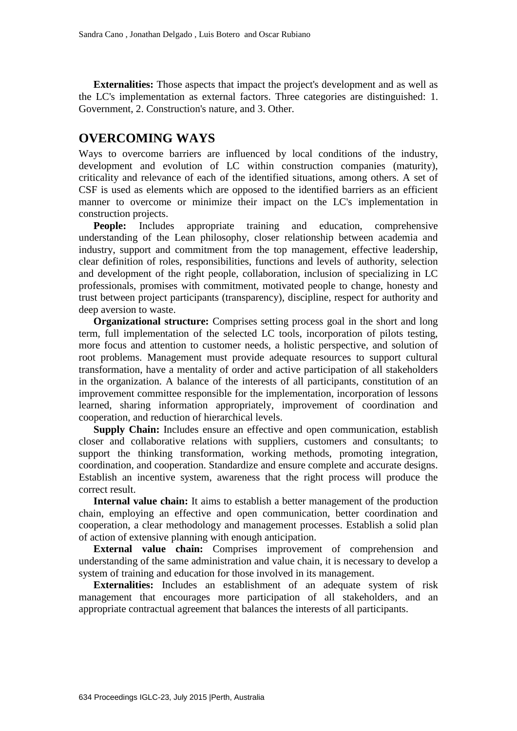**Externalities:** Those aspects that impact the project's development and as well as the LC's implementation as external factors. Three categories are distinguished: 1. Government, 2. Construction's nature, and 3. Other.

## OVERCOMING WAYS

Ways to overcome barriers are influenced by local conditions of the industry, development and evolution of LC within construction companies (maturity), criticality and relevance of each of the identified situations, among others. A set of CSF is used as elements which are opposed to the identified barriers as an efficient manner to overcome or minimize their impact on the LC's implementation in construction projects.

**People:** Includes appropriate training and education, comprehensive understanding of the Lean philosophy, closer relationship between academia and industry, support and commitment from the top management, effective leadership, clear definition of roles, responsibilities, functions and levels of authority, selection and development of the right people, collaboration, inclusion of specializing in LC professionals, promises with commitment, motivated people to change, honesty and trust between project participants (transparency), discipline, respect for authority and deep aversion to waste.

**Organizational structure:** Comprises setting process goal in the short and long term, full implementation of the selected LC tools, incorporation of pilots testing, more focus and attention to customer needs, a holistic perspective, and solution of root problems. Management must provide adequate resources to support cultural transformation, have a mentality of order and active participation of all stakeholders in the organization. A balance of the interests of all participants, constitution of an improvement committee responsible for the implementation, incorporation of lessons learned, sharing information appropriately, improvement of coordination and cooperation, and reduction of hierarchical levels.

**Supply Chain:** Includes ensure an effective and open communication, establish closer and collaborative relations with suppliers, customers and consultants; to support the thinking transformation, working methods, promoting integration, coordination, and cooperation. Standardize and ensure complete and accurate designs. Establish an incentive system, awareness that the right process will produce the correct result.

**Internal value chain:** It aims to establish a better management of the production chain, employing an effective and open communication, better coordination and cooperation, a clear methodology and management processes. Establish a solid plan of action of extensive planning with enough anticipation.

**External value chain:** Comprises improvement of comprehension and understanding of the same administration and value chain, it is necessary to develop a system of training and education for those involved in its management.

**Externalities:** Includes an establishment of an adequate system of risk management that encourages more participation of all stakeholders, and an appropriate contractual agreement that balances the interests of all participants.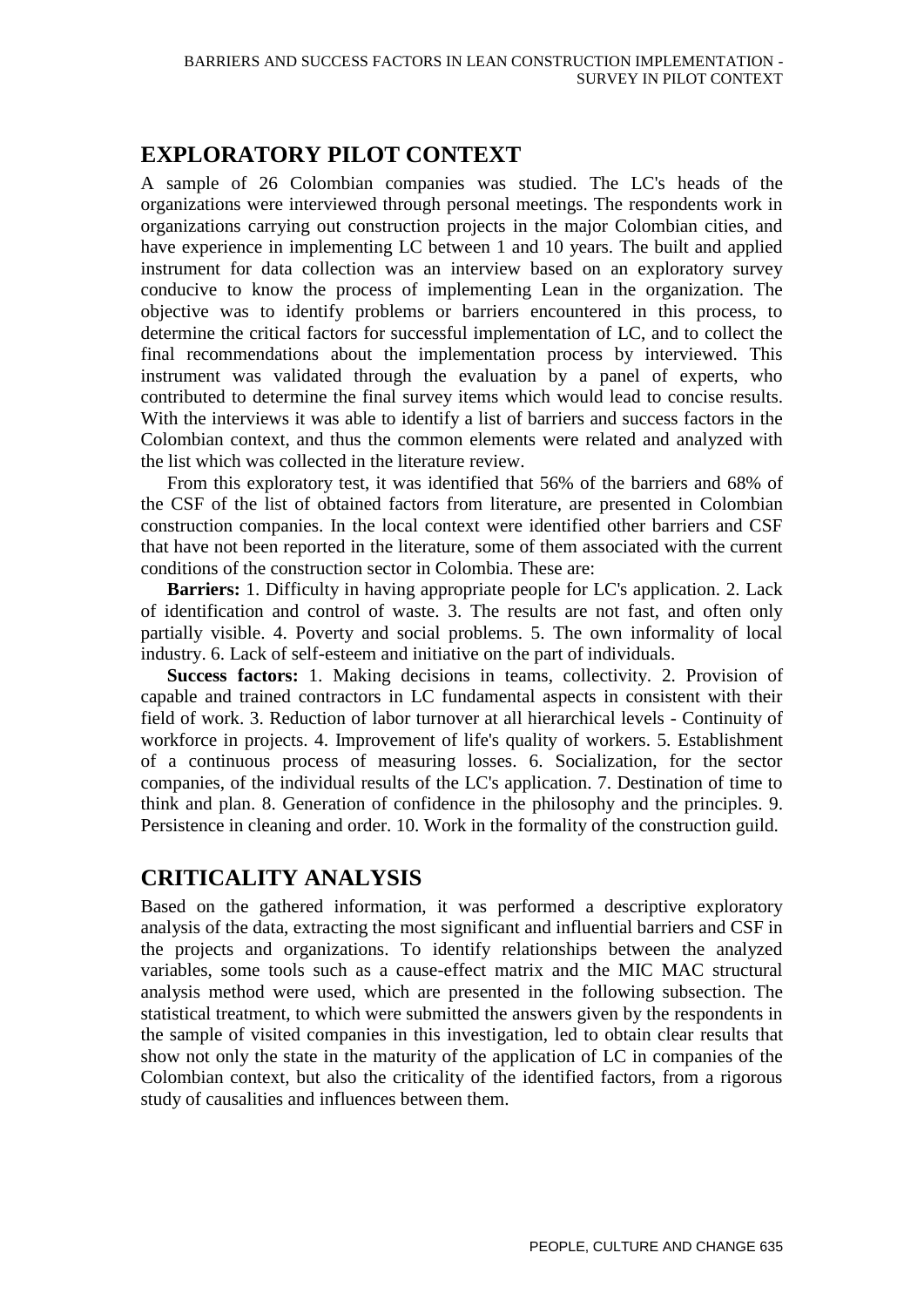## EXPLORATORY PILOT CONTEXT

A sample of 26 Colombian companies was studied. The LC's heads of the organizations were interviewed through personal meetings. The respondents work in organizations carrying out construction projects in the major Colombian cities, and have experience in implementing LC between 1 and 10 years. The built and applied instrument for data collection was an interview based on an exploratory survey conducive to know the process of implementing Lean in the organization. The objective was to identify problems or barriers encountered in this process, to determine the critical factors for successful implementation of LC, and to collect the final recommendations about the implementation process by interviewed. This instrument was validated through the evaluation by a panel of experts, who contributed to determine the final survey items which would lead to concise results. With the interviews it was able to identify a list of barriers and success factors in the Colombian context, and thus the common elements were related and analyzed with the list which was collected in the literature review.

From this exploratory test, it was identified that 56% of the barriers and 68% of the CSF of the list of obtained factors from literature, are presented in Colombian construction companies. In the local context were identified other barriers and CSF that have not been reported in the literature, some of them associated with the current conditions of the construction sector in Colombia. These are:

**Barriers:** 1. Difficulty in having appropriate people for LC's application. 2. Lack of identification and control of waste. 3. The results are not fast, and often only partially visible. 4. Poverty and social problems. 5. The own informality of local industry. 6. Lack of self-esteem and initiative on the part of individuals.

**Success factors:** 1. Making decisions in teams, collectivity. 2. Provision of capable and trained contractors in LC fundamental aspects in consistent with their field of work. 3. Reduction of labor turnover at all hierarchical levels - Continuity of workforce in projects. 4. Improvement of life's quality of workers. 5. Establishment of a continuous process of measuring losses. 6. Socialization, for the sector companies, of the individual results of the LC's application. 7. Destination of time to think and plan. 8. Generation of confidence in the philosophy and the principles. 9. Persistence in cleaning and order. 10. Work in the formality of the construction guild.

## CRITICALITY ANALYSIS

Based on the gathered information, it was performed a descriptive exploratory analysis of the data, extracting the most significant and influential barriers and CSF in the projects and organizations. To identify relationships between the analyzed variables, some tools such as a cause-effect matrix and the MIC MAC structural analysis method were used, which are presented in the following subsection. The statistical treatment, to which were submitted the answers given by the respondents in the sample of visited companies in this investigation, led to obtain clear results that show not only the state in the maturity of the application of LC in companies of the Colombian context, but also the criticality of the identified factors, from a rigorous study of causalities and influences between them.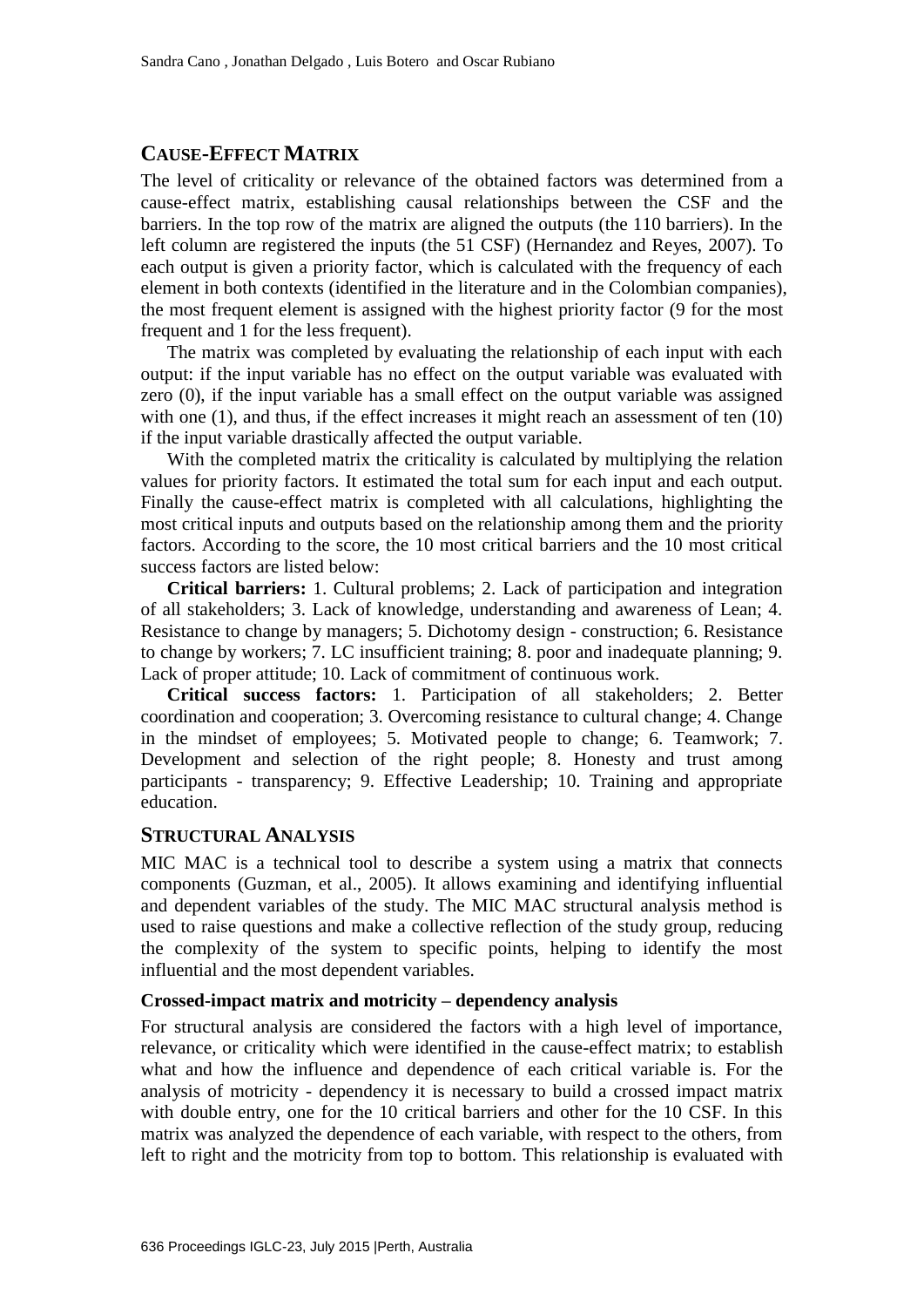## CAUSE-EFFECT MATRIX

The level of criticality or relevance of the obtained factors was determined from a cause-effect matrix, establishing causal relationships between the CSF and the barriers. In the top row of the matrix are aligned the outputs (the 110 barriers). In the left column are registered the inputs (the 51 CSF) (Hernandez and Reyes, 2007). To each output is given a priority factor, which is calculated with the frequency of each element in both contexts (identified in the literature and in the Colombian companies), the most frequent element is assigned with the highest priority factor (9 for the most frequent and 1 for the less frequent).

The matrix was completed by evaluating the relationship of each input with each output: if the input variable has no effect on the output variable was evaluated with zero (0), if the input variable has a small effect on the output variable was assigned with one (1), and thus, if the effect increases it might reach an assessment of ten (10) if the input variable drastically affected the output variable.

With the completed matrix the criticality is calculated by multiplying the relation values for priority factors. It estimated the total sum for each input and each output. Finally the cause-effect matrix is completed with all calculations, highlighting the most critical inputs and outputs based on the relationship among them and the priority factors. According to the score, the 10 most critical barriers and the 10 most critical success factors are listed below:

**Critical barriers:** 1. Cultural problems; 2. Lack of participation and integration of all stakeholders; 3. Lack of knowledge, understanding and awareness of Lean; 4. Resistance to change by managers; 5. Dichotomy design - construction; 6. Resistance to change by workers; 7. LC insufficient training; 8. poor and inadequate planning; 9. Lack of proper attitude; 10. Lack of commitment of continuous work.

**Critical success factors:** 1. Participation of all stakeholders; 2. Better coordination and cooperation; 3. Overcoming resistance to cultural change; 4. Change in the mindset of employees; 5. Motivated people to change; 6. Teamwork; 7. Development and selection of the right people; 8. Honesty and trust among participants - transparency; 9. Effective Leadership; 10. Training and appropriate education.

## STRUCTURAL ANALYSIS

MIC MAC is a technical tool to describe a system using a matrix that connects components (Guzman, et al., 2005). It allows examining and identifying influential and dependent variables of the study. The MIC MAC structural analysis method is used to raise questions and make a collective reflection of the study group, reducing the complexity of the system to specific points, helping to identify the most influential and the most dependent variables.

### Crossed-impact matrix and motricity – dependency analysis

For structural analysis are considered the factors with a high level of importance, relevance, or criticality which were identified in the cause-effect matrix; to establish what and how the influence and dependence of each critical variable is. For the analysis of motricity - dependency it is necessary to build a crossed impact matrix with double entry, one for the 10 critical barriers and other for the 10 CSF. In this matrix was analyzed the dependence of each variable, with respect to the others, from left to right and the motricity from top to bottom. This relationship is evaluated with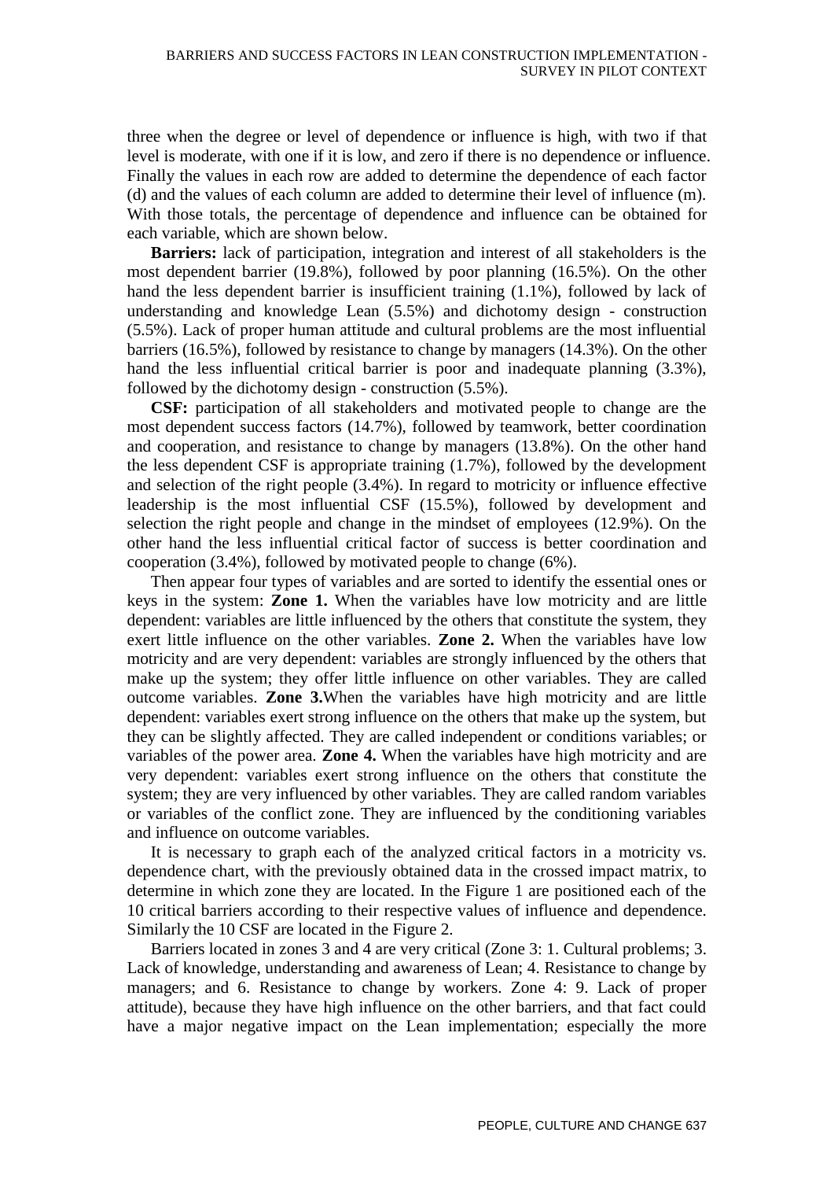three when the degree or level of dependence or influence is high, with two if that level is moderate, with one if it is low, and zero if there is no dependence or influence. Finally the values in each row are added to determine the dependence of each factor (d) and the values of each column are added to determine their level of influence (m). With those totals, the percentage of dependence and influence can be obtained for each variable, which are shown below.

**Barriers:** lack of participation, integration and interest of all stakeholders is the most dependent barrier (19.8%), followed by poor planning (16.5%). On the other hand the less dependent barrier is insufficient training (1.1%), followed by lack of understanding and knowledge Lean (5.5%) and dichotomy design - construction (5.5%). Lack of proper human attitude and cultural problems are the most influential barriers (16.5%), followed by resistance to change by managers (14.3%). On the other hand the less influential critical barrier is poor and inadequate planning (3.3%), followed by the dichotomy design - construction (5.5%).

**CSF:** participation of all stakeholders and motivated people to change are the most dependent success factors (14.7%), followed by teamwork, better coordination and cooperation, and resistance to change by managers (13.8%). On the other hand the less dependent CSF is appropriate training (1.7%), followed by the development and selection of the right people (3.4%). In regard to motricity or influence effective leadership is the most influential CSF (15.5%), followed by development and selection the right people and change in the mindset of employees (12.9%). On the other hand the less influential critical factor of success is better coordination and cooperation (3.4%), followed by motivated people to change (6%).

Then appear four types of variables and are sorted to identify the essential ones or keys in the system: **Zone 1.** When the variables have low motricity and are little dependent: variables are little influenced by the others that constitute the system, they exert little influence on the other variables. **Zone 2.** When the variables have low motricity and are very dependent: variables are strongly influenced by the others that make up the system; they offer little influence on other variables. They are called outcome variables. **Zone 3.**When the variables have high motricity and are little dependent: variables exert strong influence on the others that make up the system, but they can be slightly affected. They are called independent or conditions variables; or variables of the power area. **Zone 4.** When the variables have high motricity and are very dependent: variables exert strong influence on the others that constitute the system; they are very influenced by other variables. They are called random variables or variables of the conflict zone. They are influenced by the conditioning variables and influence on outcome variables.

It is necessary to graph each of the analyzed critical factors in a motricity vs. dependence chart, with the previously obtained data in the crossed impact matrix, to determine in which zone they are located. In the Figure 1 are positioned each of the 10 critical barriers according to their respective values of influence and dependence. Similarly the 10 CSF are located in the Figure 2.

Barriers located in zones 3 and 4 are very critical (Zone 3: 1. Cultural problems; 3. Lack of knowledge, understanding and awareness of Lean; 4. Resistance to change by managers; and 6. Resistance to change by workers. Zone 4: 9. Lack of proper attitude), because they have high influence on the other barriers, and that fact could have a major negative impact on the Lean implementation; especially the more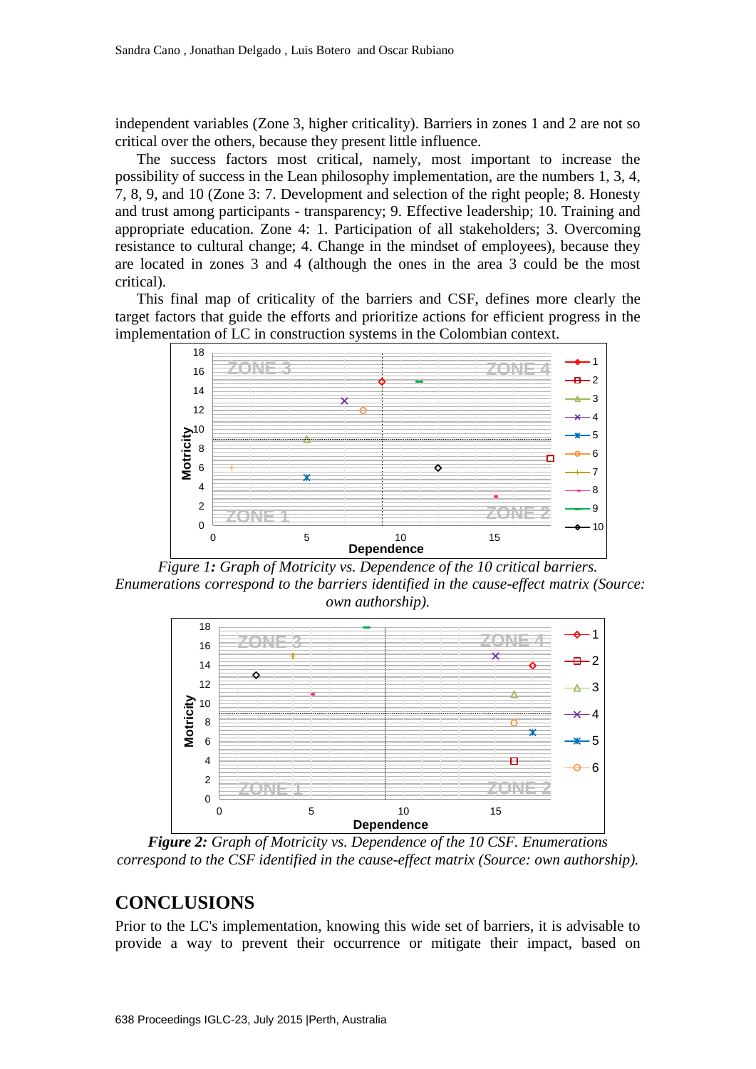independent variables (Zone 3, higher criticality). Barriers in zones 1 and 2 are not so critical over the others, because they present little influence.

The success factors most critical, namely, most important to increase the possibility of success in the Lean philosophy implementation, are the numbers 1, 3, 4, 7, 8, 9, and 10 (Zone 3: 7. Development and selection of the right people; 8. Honesty and trust among participants - transparency; 9. Effective leadership; 10. Training and appropriate education. Zone 4: 1. Participation of all stakeholders; 3. Overcoming resistance to cultural change; 4. Change in the mindset of employees), because they are located in zones 3 and 4 (although the ones in the area 3 could be the most critical).

This final map of criticality of the barriers and CSF, defines more clearly the target factors that guide the efforts and prioritize actions for efficient progress in the implementation of LC in construction systems in the Colombian context.

*Figure 1: Graph of Motricity vs. Dependence of the 10 critical barriers. Enumerations correspond to the barriers identified in the cause-effect matrix (Source: own authorship).*

***Figure 2:*** *Graph of Motricity vs. Dependence of the 10 CSF. Enumerations correspond to the CSF identified in the cause-effect matrix (Source: own authorship).*

## CONCLUSIONS

Prior to the LC's implementation, knowing this wide set of barriers, it is advisable to provide a way to prevent their occurrence or mitigate their impact, based on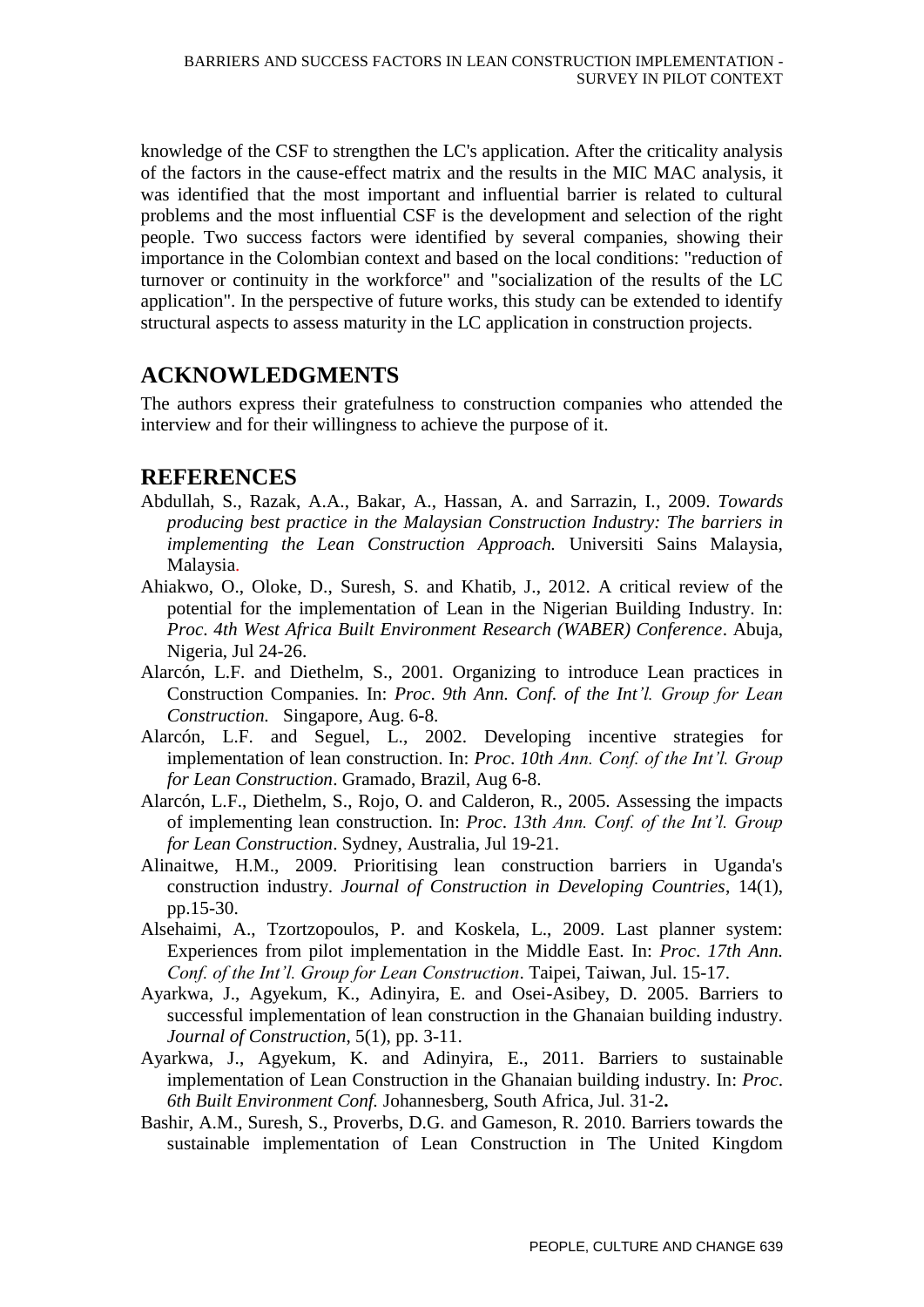knowledge of the CSF to strengthen the LC's application. After the criticality analysis of the factors in the cause-effect matrix and the results in the MIC MAC analysis, it was identified that the most important and influential barrier is related to cultural problems and the most influential CSF is the development and selection of the right people. Two success factors were identified by several companies, showing their importance in the Colombian context and based on the local conditions: "reduction of turnover or continuity in the workforce" and "socialization of the results of the LC application". In the perspective of future works, this study can be extended to identify structural aspects to assess maturity in the LC application in construction projects.

## ACKNOWLEDGMENTS

The authors express their gratefulness to construction companies who attended the interview and for their willingness to achieve the purpose of it.

## REFERENCES

Abdullah, S., Razak, A.A., Bakar, A., Hassan, A. and Sarrazin, I., 2009. *Towards producing best practice in the Malaysian Construction Industry: The barriers in implementing the Lean Construction Approach.* Universiti Sains Malaysia, Malaysia.

Ahiakwo, O., Oloke, D., Suresh, S. and Khatib, J., 2012. A critical review of the potential for the implementation of Lean in the Nigerian Building Industry. In: *Proc. 4th West Africa Built Environment Research (WABER) Conference*. Abuja, Nigeria, Jul 24-26.

Alarcón, L.F. and Diethelm, S., 2001. Organizing to introduce Lean practices in Construction Companies. In: *Proc. 9th Ann. Conf. of the Int'l. Group for Lean Construction.* Singapore, Aug. 6-8.

Alarcón, L.F. and Seguel, L., 2002. Developing incentive strategies for implementation of lean construction. In: *Proc. 10th Ann. Conf. of the Int'l. Group for Lean Construction*. Gramado, Brazil, Aug 6-8.

Alarcón, L.F., Diethelm, S., Rojo, O. and Calderon, R., 2005. Assessing the impacts of implementing lean construction. In: *Proc. 13th Ann. Conf. of the Int'l. Group for Lean Construction*. Sydney, Australia, Jul 19-21.

Alinaitwe, H.M., 2009. Prioritising lean construction barriers in Uganda's construction industry. *Journal of Construction in Developing Countries*, 14(1), pp.15-30.

Alsehaimi, A., Tzortzopoulos, P. and Koskela, L., 2009. Last planner system: Experiences from pilot implementation in the Middle East. In: *Proc. 17th Ann. Conf. of the Int'l. Group for Lean Construction*. Taipei, Taiwan, Jul. 15-17.

Ayarkwa, J., Agyekum, K., Adinyira, E. and Osei-Asibey, D. 2005. Barriers to successful implementation of lean construction in the Ghanaian building industry. *Journal of Construction*, 5(1), pp. 3-11.

Ayarkwa, J., Agyekum, K. and Adinyira, E., 2011. Barriers to sustainable implementation of Lean Construction in the Ghanaian building industry. In: *Proc. 6th Built Environment Conf.* Johannesberg, South Africa, Jul. 31-2**.**

Bashir, A.M., Suresh, S., Proverbs, D.G. and Gameson, R. 2010. Barriers towards the sustainable implementation of Lean Construction in The United Kingdom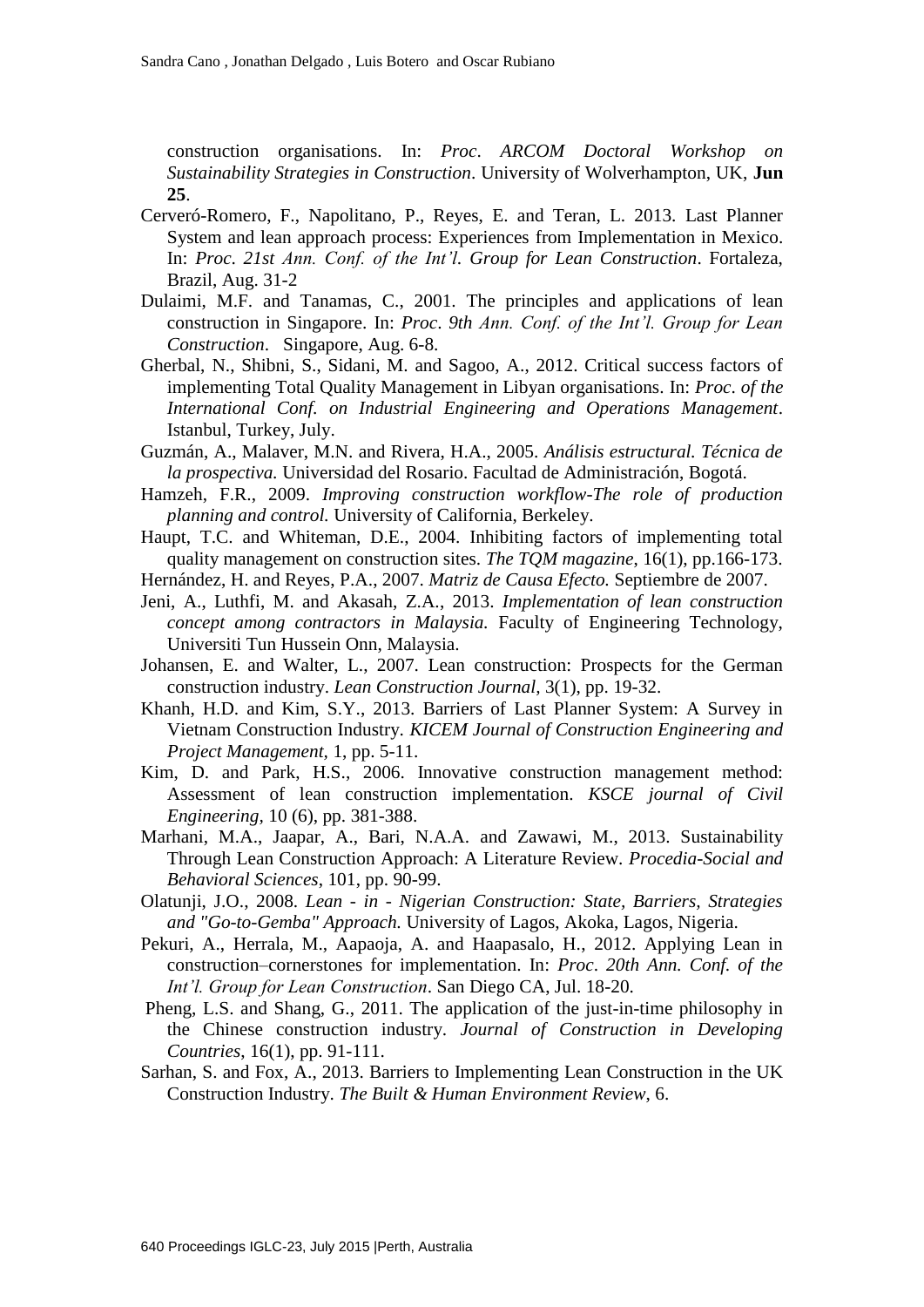construction organisations. In: *Proc. ARCOM Doctoral Workshop on Sustainability Strategies in Construction*. University of Wolverhampton, UK, **Jun 25**.

Cerveró-Romero, F., Napolitano, P., Reyes, E. and Teran, L. 2013. Last Planner System and lean approach process: Experiences from Implementation in Mexico. In: *Proc. 21st Ann. Conf. of the Int'l. Group for Lean Construction*. Fortaleza, Brazil, Aug. 31-2

Dulaimi, M.F. and Tanamas, C., 2001. The principles and applications of lean construction in Singapore. In: *Proc. 9th Ann. Conf. of the Int'l. Group for Lean Construction*. Singapore, Aug. 6-8.

Gherbal, N., Shibni, S., Sidani, M. and Sagoo, A., 2012. Critical success factors of implementing Total Quality Management in Libyan organisations. In: *Proc. of the International Conf. on Industrial Engineering and Operations Management*. Istanbul, Turkey, July.

Guzmán, A., Malaver, M.N. and Rivera, H.A., 2005. *Análisis estructural. Técnica de la prospectiva.* Universidad del Rosario. Facultad de Administración, Bogotá.

Hamzeh, F.R., 2009. *Improving construction workflow-The role of production planning and control.* University of California, Berkeley.

Haupt, T.C. and Whiteman, D.E., 2004. Inhibiting factors of implementing total quality management on construction sites. *The TQM magazine*, 16(1), pp.166-173.

Hernández, H. and Reyes, P.A., 2007. *Matriz de Causa Efecto.* Septiembre de 2007.

Jeni, A., Luthfi, M. and Akasah, Z.A., 2013. *Implementation of lean construction concept among contractors in Malaysia.* Faculty of Engineering Technology, Universiti Tun Hussein Onn, Malaysia.

Johansen, E. and Walter, L., 2007. Lean construction: Prospects for the German construction industry. *Lean Construction Journal*, 3(1), pp. 19-32.

Khanh, H.D. and Kim, S.Y., 2013. Barriers of Last Planner System: A Survey in Vietnam Construction Industry. *KICEM Journal of Construction Engineering and Project Management,* 1, pp. 5-11.

Kim, D. and Park, H.S., 2006. Innovative construction management method: Assessment of lean construction implementation. *KSCE journal of Civil Engineering,* 10 (6), pp. 381-388.

Marhani, M.A., Jaapar, A., Bari, N.A.A. and Zawawi, M., 2013. Sustainability Through Lean Construction Approach: A Literature Review. *Procedia-Social and Behavioral Sciences*, 101, pp. 90-99.

Olatunji, J.O., 2008. *Lean - in - Nigerian Construction: State, Barriers, Strategies and "Go-to-Gemba" Approach.* University of Lagos, Akoka, Lagos, Nigeria.

Pekuri, A., Herrala, M., Aapaoja, A. and Haapasalo, H., 2012. Applying Lean in construction–cornerstones for implementation. In: *Proc. 20th Ann. Conf. of the Int'l. Group for Lean Construction*. San Diego CA, Jul. 18-20.

Pheng, L.S. and Shang, G., 2011. The application of the just-in-time philosophy in the Chinese construction industry. *Journal of Construction in Developing Countries*, 16(1), pp. 91-111.

Sarhan, S. and Fox, A., 2013. Barriers to Implementing Lean Construction in the UK Construction Industry. *The Built & Human Environment Review*, 6.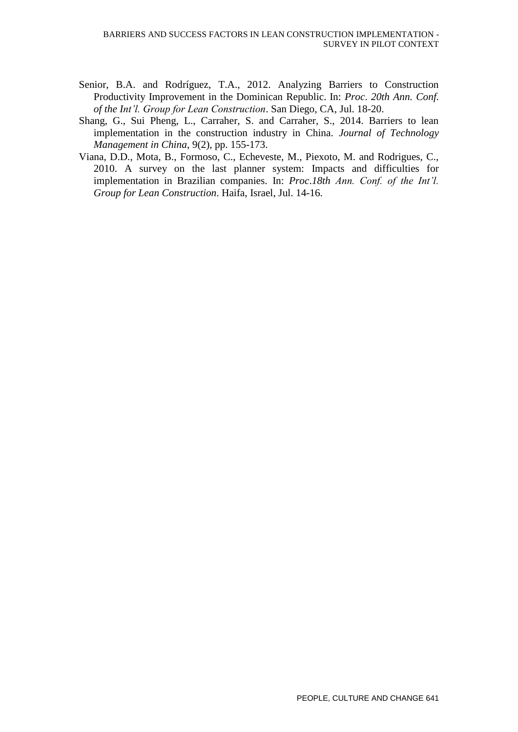Senior, B.A. and Rodríguez, T.A., 2012. Analyzing Barriers to Construction Productivity Improvement in the Dominican Republic. In: *Proc. 20th Ann. Conf. of the Int'l. Group for Lean Construction*. San Diego, CA, Jul. 18-20.

Shang, G., Sui Pheng, L., Carraher, S. and Carraher, S., 2014. Barriers to lean implementation in the construction industry in China. *Journal of Technology Management in China*, 9(2), pp. 155-173.

Viana, D.D., Mota, B., Formoso, C., Echeveste, M., Piexoto, M. and Rodrigues, C., 2010. A survey on the last planner system: Impacts and difficulties for implementation in Brazilian companies. In: *Proc.18th Ann. Conf. of the Int'l. Group for Lean Construction*. Haifa, Israel, Jul. 14-16.